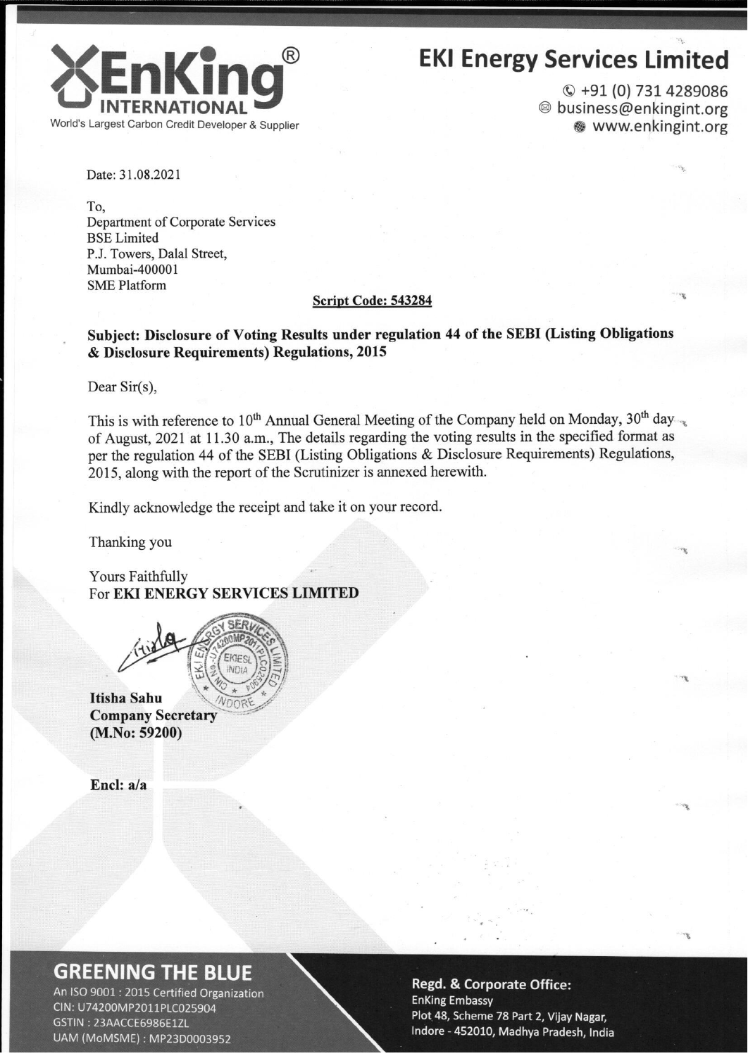**EnKing® INTERNATIONAL**
World's Largest Carbon Credit Developer & Supplier

# EKI Energy Services Limited

+91 (0) 731 4289086
business@enkingint.org
www.enkingint.org

Date: 31.08.2021

To,
Department of Corporate Services
BSE Limited
P.J. Towers, Dalal Street,
Mumbai-400001
SME Platform

**Script Code: 543284**

**Subject: Disclosure of Voting Results under regulation 44 of the SEBI (Listing Obligations & Disclosure Requirements) Regulations, 2015**

Dear Sir(s),

This is with reference to 10th Annual General Meeting of the Company held on Monday, 30th day of August, 2021 at 11.30 a.m., The details regarding the voting results in the specified format as per the regulation 44 of the SEBI (Listing Obligations & Disclosure Requirements) Regulations, 2015, along with the report of the Scrutinizer is annexed herewith.

Kindly acknowledge the receipt and take it on your record.

Thanking you

Yours Faithfully
For **EKI ENERGY SERVICES LIMITED**

**Itisha Sahu**
**Company Secretary**
**(M.No: 59200)**

**Encl: a/a**

## GREENING THE BLUE

An ISO 9001 : 2015 Certified Organization
CIN: U74200MP2011PLC025904
GSTIN : 23AACCE6986E1ZL
UAM (MoMSME) : MP23D0003952

**Regd. & Corporate Office:**
EnKing Embassy
Plot 48, Scheme 78 Part 2, Vijay Nagar,
Indore - 452010, Madhya Pradesh, India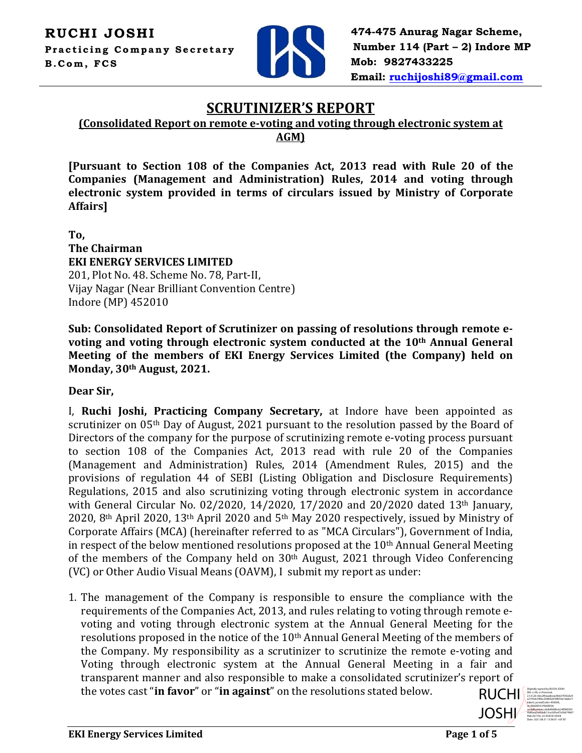**RUCHI JOSHI**
**Practicing Company Secretary**
**B.Com, FCS**

**474-475 Anurag Nagar Scheme, Number 114 (Part – 2) Indore MP**
**Mob: 9827433225**
**Email: ruchijoshi89@gmail.com**

# SCRUTINIZER'S REPORT

**(Consolidated Report on remote e-voting and voting through electronic system at AGM)**

**[Pursuant to Section 108 of the Companies Act, 2013 read with Rule 20 of the Companies (Management and Administration) Rules, 2014 and voting through electronic system provided in terms of circulars issued by Ministry of Corporate Affairs]**

**To,**
**The Chairman**
**EKI ENERGY SERVICES LIMITED**
201, Plot No. 48. Scheme No. 78, Part-II,
Vijay Nagar (Near Brilliant Convention Centre)
Indore (MP) 452010

**Sub: Consolidated Report of Scrutinizer on passing of resolutions through remote e-voting and voting through electronic system conducted at the 10th Annual General Meeting of the members of EKI Energy Services Limited (the Company) held on Monday, 30th August, 2021.**

**Dear Sir,**

I, **Ruchi Joshi, Practicing Company Secretary,** at Indore have been appointed as scrutinizer on 05th Day of August, 2021 pursuant to the resolution passed by the Board of Directors of the company for the purpose of scrutinizing remote e-voting process pursuant to section 108 of the Companies Act, 2013 read with rule 20 of the Companies (Management and Administration) Rules, 2014 (Amendment Rules, 2015) and the provisions of regulation 44 of SEBI (Listing Obligation and Disclosure Requirements) Regulations, 2015 and also scrutinizing voting through electronic system in accordance with General Circular No. 02/2020, 14/2020, 17/2020 and 20/2020 dated 13th January, 2020, 8th April 2020, 13th April 2020 and 5th May 2020 respectively, issued by Ministry of Corporate Affairs (MCA) (hereinafter referred to as "MCA Circulars"), Government of India, in respect of the below mentioned resolutions proposed at the 10th Annual General Meeting of the members of the Company held on 30th August, 2021 through Video Conferencing (VC) or Other Audio Visual Means (OAVM), I submit my report as under:

1. The management of the Company is responsible to ensure the compliance with the requirements of the Companies Act, 2013, and rules relating to voting through remote e-voting and voting through electronic system at the Annual General Meeting for the resolutions proposed in the notice of the 10th Annual General Meeting of the members of the Company. My responsibility as a scrutinizer to scrutinize the remote e-voting and Voting through electronic system at the Annual General Meeting in a fair and transparent manner and also responsible to make a consolidated scrutinizer's report of the votes cast "**in favor**" or "**in against**" on the resolutions stated below.

RUCHI JOSHI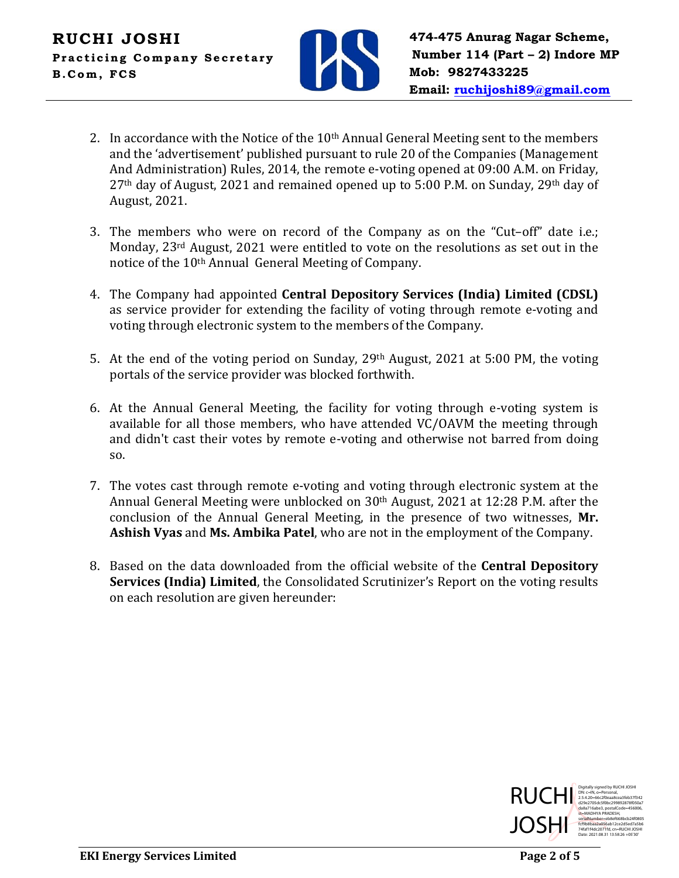2. In accordance with the Notice of the 10th Annual General Meeting sent to the members and the 'advertisement' published pursuant to rule 20 of the Companies (Management And Administration) Rules, 2014, the remote e-voting opened at 09:00 A.M. on Friday, 27th day of August, 2021 and remained opened up to 5:00 P.M. on Sunday, 29th day of August, 2021.

3. The members who were on record of the Company as on the "Cut–off" date i.e.; Monday, 23rd August, 2021 were entitled to vote on the resolutions as set out in the notice of the 10th Annual General Meeting of Company.

4. The Company had appointed **Central Depository Services (India) Limited (CDSL)** as service provider for extending the facility of voting through remote e-voting and voting through electronic system to the members of the Company.

5. At the end of the voting period on Sunday, 29th August, 2021 at 5:00 PM, the voting portals of the service provider was blocked forthwith.

6. At the Annual General Meeting, the facility for voting through e-voting system is available for all those members, who have attended VC/OAVM the meeting through and didn't cast their votes by remote e-voting and otherwise not barred from doing so.

7. The votes cast through remote e-voting and voting through electronic system at the Annual General Meeting were unblocked on 30th August, 2021 at 12:28 P.M. after the conclusion of the Annual General Meeting, in the presence of two witnesses, **Mr. Ashish Vyas** and **Ms. Ambika Patel**, who are not in the employment of the Company.

8. Based on the data downloaded from the official website of the **Central Depository Services (India) Limited**, the Consolidated Scrutinizer's Report on the voting results on each resolution are given hereunder:

RUCHI JOSHI

Digitally signed by RUCHI JOSHI
DN: c=IN, o=Personal, 2.5.4.20=66c2f0eaa8cea3feb37f342d29e2705dc5f0bc299892878f050a7da8a716abe3, postalCode=456006, st=MADHYA PRADESH, serialNumber=eb8ef668bcb24f0805fcf9b8baa2a056ab12ce2d5ed7a5b674faf1f4dc2071fd, cn=RUCHI JOSHI
Date: 2021.08.31 13:58:26 +05'30'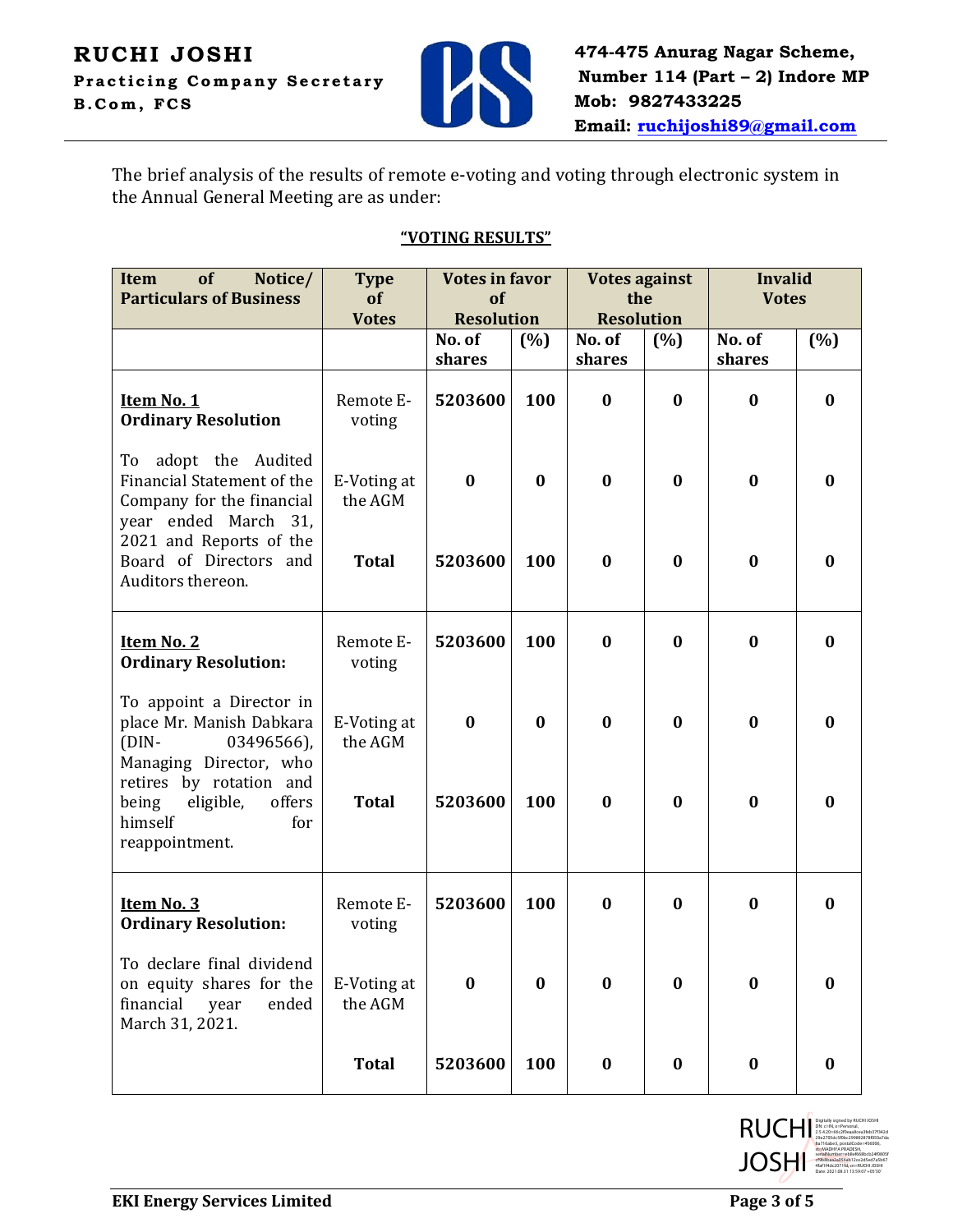The brief analysis of the results of remote e-voting and voting through electronic system in the Annual General Meeting are as under:

**"VOTING RESULTS"**

| Item of Notice/ Particulars of Business | Type of Votes | Votes in favor of Resolution | | Votes against the Resolution | | Invalid Votes | |
|---|---|---|---|---|---|---|---|
| | | No. of shares | (%) | No. of shares | (%) | No. of shares | (%) |
| **Item No. 1** **Ordinary Resolution** To adopt the Audited Financial Statement of the Company for the financial year ended March 31, 2021 and Reports of the Board of Directors and Auditors thereon. | Remote E-voting | **5203600** | **100** | **0** | **0** | **0** | **0** |
| | E-Voting at the AGM | **0** | **0** | **0** | **0** | **0** | **0** |
| | **Total** | **5203600** | **100** | **0** | **0** | **0** | **0** |
| **Item No. 2** **Ordinary Resolution:** To appoint a Director in place Mr. Manish Dabkara (DIN- 03496566), Managing Director, who retires by rotation and being eligible, offers himself for reappointment. | Remote E-voting | **5203600** | **100** | **0** | **0** | **0** | **0** |
| | E-Voting at the AGM | **0** | **0** | **0** | **0** | **0** | **0** |
| | **Total** | **5203600** | **100** | **0** | **0** | **0** | **0** |
| **Item No. 3** **Ordinary Resolution:** To declare final dividend on equity shares for the financial year ended March 31, 2021. | Remote E-voting | **5203600** | **100** | **0** | **0** | **0** | **0** |
| | E-Voting at the AGM | **0** | **0** | **0** | **0** | **0** | **0** |
| | **Total** | **5203600** | **100** | **0** | **0** | **0** | **0** |

RUCHI JOSHI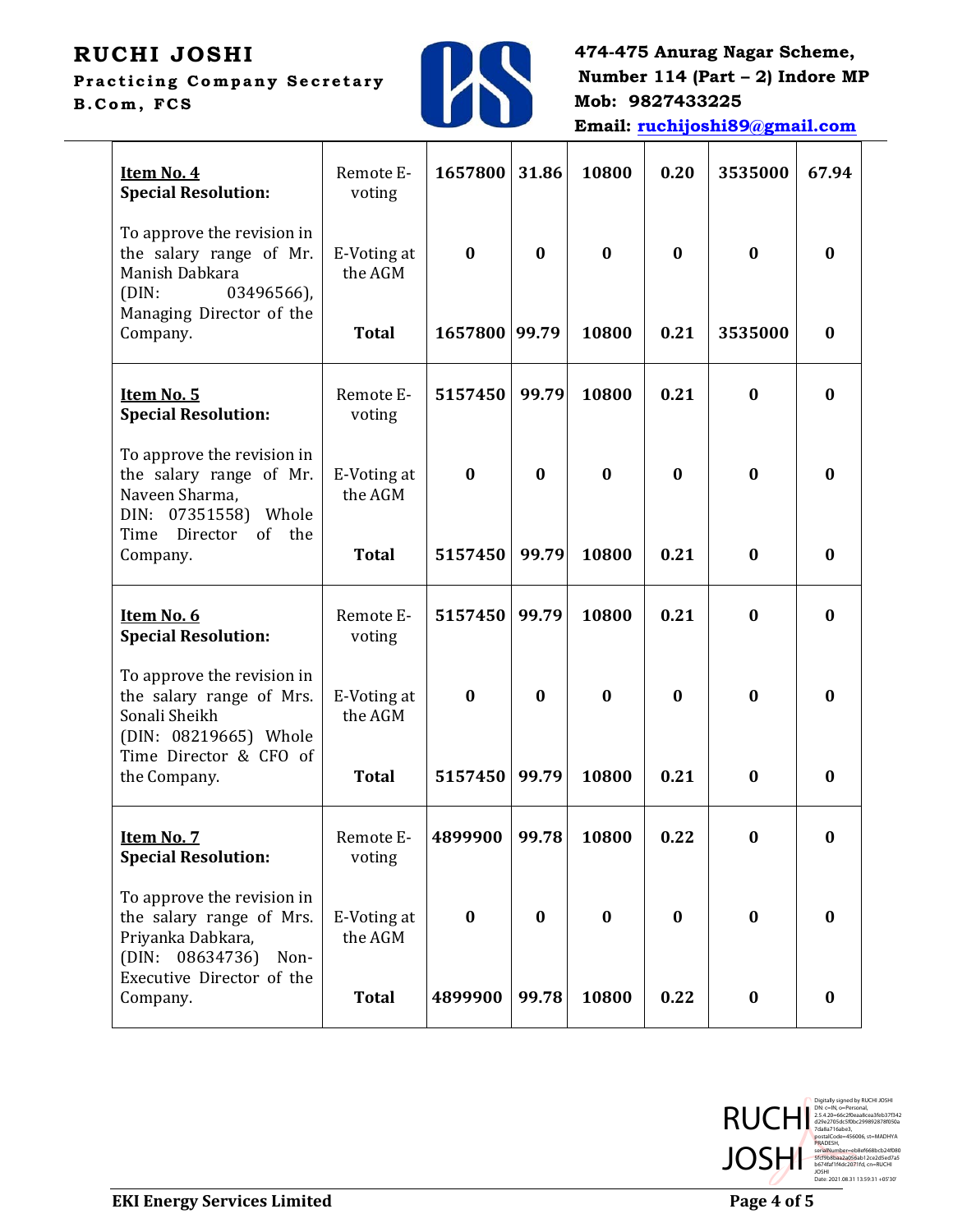| | | | | | | | |
|---|---|---|---|---|---|---|---|
| **Item No. 4** **Special Resolution:** To approve the revision in the salary range of Mr. Manish Dabkara (DIN: 03496566), Managing Director of the Company. | Remote E-voting | **1657800** | **31.86** | **10800** | **0.20** | **3535000** | **67.94** |
| | E-Voting at the AGM | **0** | **0** | **0** | **0** | **0** | **0** |
| | **Total** | **1657800** | **99.79** | **10800** | **0.21** | **3535000** | **0** |
| **Item No. 5** **Special Resolution:** To approve the revision in the salary range of Mr. Naveen Sharma, DIN: 07351558) Whole Time Director of the Company. | Remote E-voting | **5157450** | **99.79** | **10800** | **0.21** | **0** | **0** |
| | E-Voting at the AGM | **0** | **0** | **0** | **0** | **0** | **0** |
| | **Total** | **5157450** | **99.79** | **10800** | **0.21** | **0** | **0** |
| **Item No. 6** **Special Resolution:** To approve the revision in the salary range of Mrs. Sonali Sheikh (DIN: 08219665) Whole Time Director & CFO of the Company. | Remote E-voting | **5157450** | **99.79** | **10800** | **0.21** | **0** | **0** |
| | E-Voting at the AGM | **0** | **0** | **0** | **0** | **0** | **0** |
| | **Total** | **5157450** | **99.79** | **10800** | **0.21** | **0** | **0** |
| **Item No. 7** **Special Resolution:** To approve the revision in the salary range of Mrs. Priyanka Dabkara, (DIN: 08634736) Non-Executive Director of the Company. | Remote E-voting | **4899900** | **99.78** | **10800** | **0.22** | **0** | **0** |
| | E-Voting at the AGM | **0** | **0** | **0** | **0** | **0** | **0** |
| | **Total** | **4899900** | **99.78** | **10800** | **0.22** | **0** | **0** |

RUCHI JOSHI

Digitally signed by RUCHI JOSHI
Date: 2021.08.31 13:59:31 +05'30'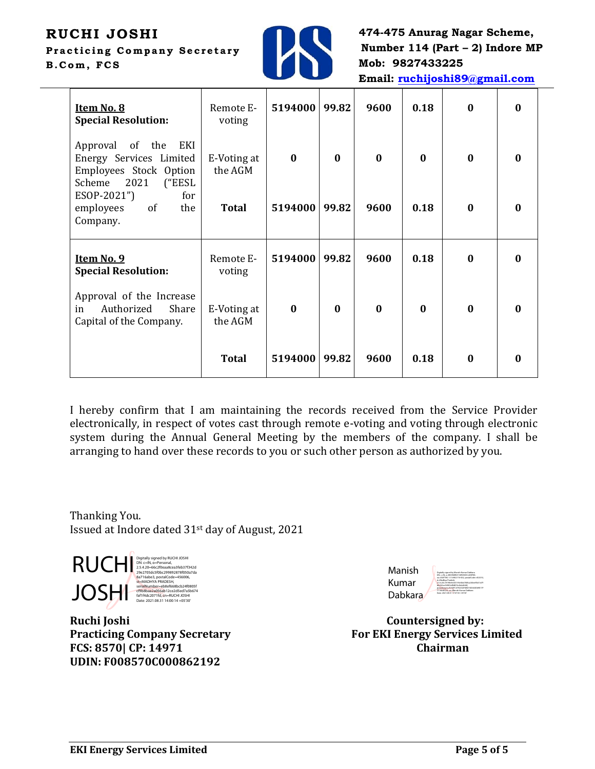**RUCHI JOSHI**
**Practicing Company Secretary**
**B.Com, FCS**

**474-475 Anurag Nagar Scheme, Number 114 (Part – 2) Indore MP**
**Mob: 9827433225**
**Email: ruchijoshi89@gmail.com**

| Resolution | Mode | | | | | | |
|---|---|---|---|---|---|---|---|
| **Item No. 8** **Special Resolution:** Approval of the EKI Energy Services Limited Employees Stock Option Scheme 2021 ("EESL ESOP-2021") for employees of the Company. | Remote E-voting | **5194000** | **99.82** | **9600** | **0.18** | **0** | **0** |
| | E-Voting at the AGM | **0** | **0** | **0** | **0** | **0** | **0** |
| | **Total** | **5194000** | **99.82** | **9600** | **0.18** | **0** | **0** |
| **Item No. 9** **Special Resolution:** Approval of the Increase in Authorized Share Capital of the Company. | Remote E-voting | **5194000** | **99.82** | **9600** | **0.18** | **0** | **0** |
| | E-Voting at the AGM | **0** | **0** | **0** | **0** | **0** | **0** |
| | **Total** | **5194000** | **99.82** | **9600** | **0.18** | **0** | **0** |

I hereby confirm that I am maintaining the records received from the Service Provider electronically, in respect of votes cast through remote e-voting and voting through electronic system during the Annual General Meeting by the members of the company. I shall be arranging to hand over these records to you or such other person as authorized by you.

Thanking You.
Issued at Indore dated 31st day of August, 2021

RUCHI JOSHI
Digitally signed by RUCHI JOSHI
Date: 2021.08.31 14:00:14 +05'30'

**Ruchi Joshi**
**Practicing Company Secretary**
**FCS: 8570| CP: 14971**
**UDIN: F008570C000862192**

Manish Kumar Dabkara

**Countersigned by:**
**For EKI Energy Services Limited**
**Chairman**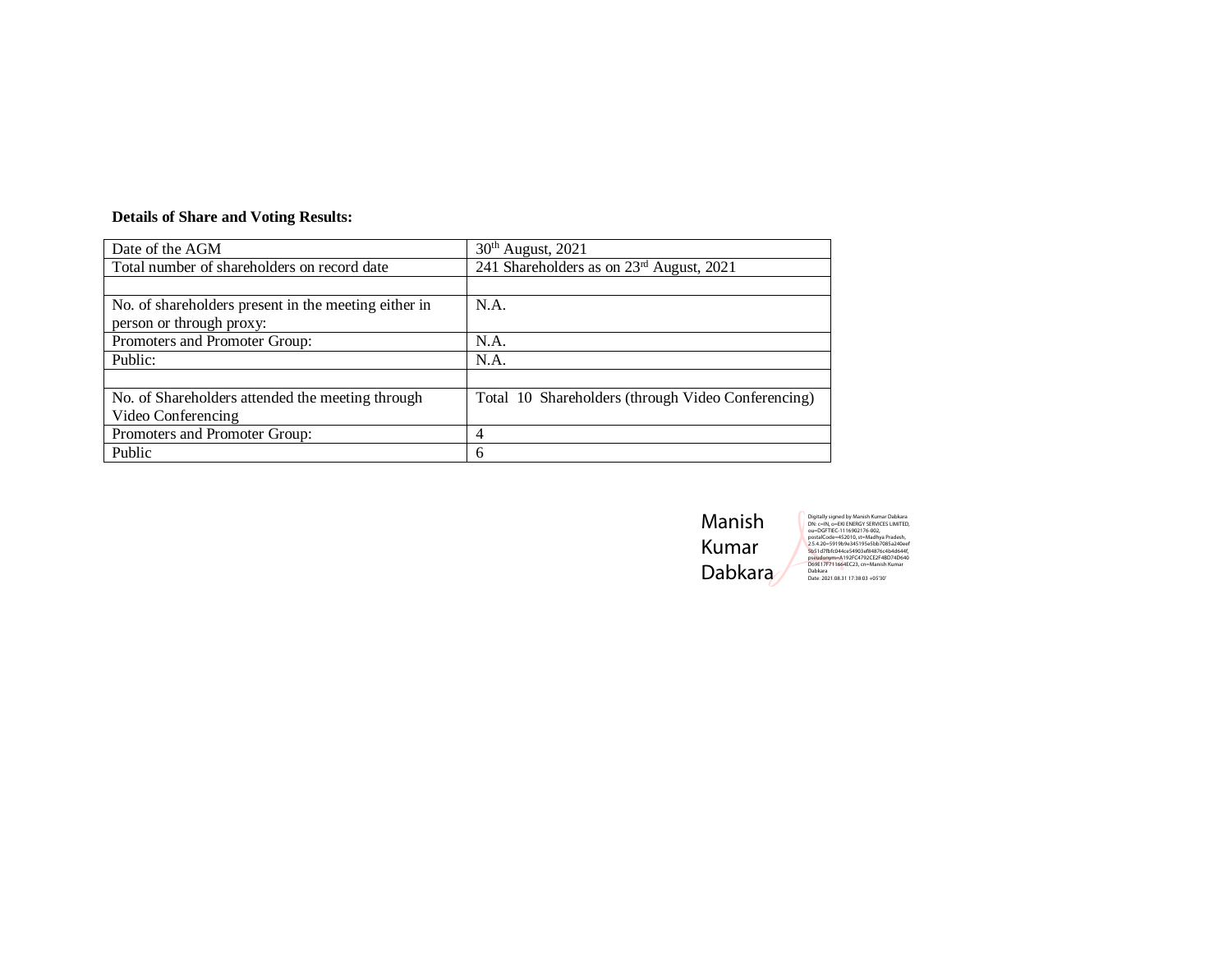**Details of Share and Voting Results:**

| Date of the AGM | 30th August, 2021 |
| --- | --- |
| Total number of shareholders on record date | 241 Shareholders as on 23rd August, 2021 |
| | |
| No. of shareholders present in the meeting either in person or through proxy: | N.A. |
| Promoters and Promoter Group: | N.A. |
| Public: | N.A. |
| | |
| No. of Shareholders attended the meeting through Video Conferencing | Total 10 Shareholders (through Video Conferencing) |
| Promoters and Promoter Group: | 4 |
| Public | 6 |

Manish Kumar Dabkara

Digitally signed by Manish Kumar Dabkara
DN: c=IN, o=EKI ENERGY SERVICES LIMITED, ou=DGFTIEC-1116902176-002, postalCode=452010, st=Madhya Pradesh, 2.5.4.20=5919b9e345195e5bb7085a240eef5b51d7fbfc044ce54903ef84876c4b4d644f, pseudonym=A192FC4792CE2F48D74D640D69E17F711664EC23, cn=Manish Kumar Dabkara
Date: 2021.08.31 17:38:03 +05'30'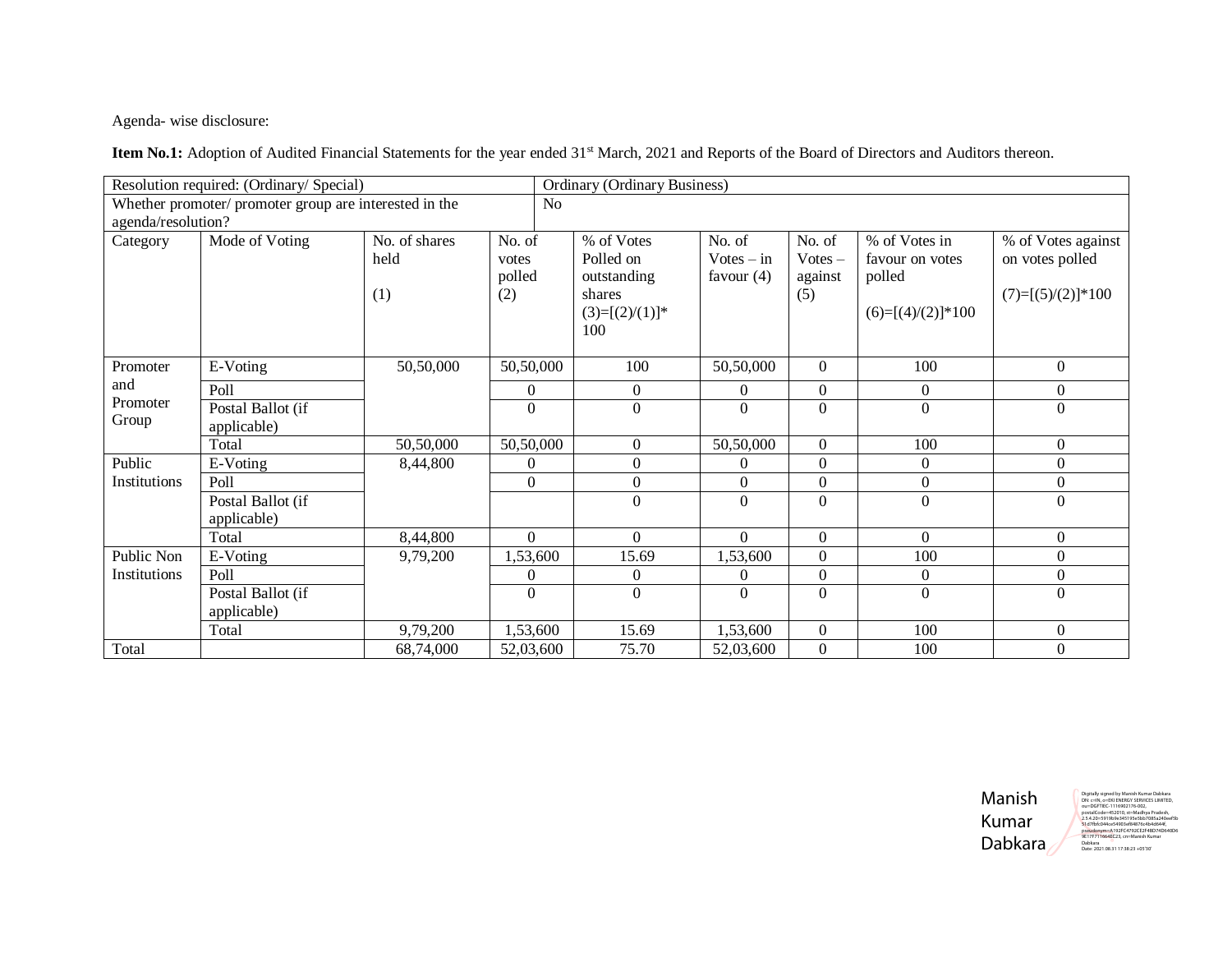Agenda- wise disclosure:

**Item No.1:** Adoption of Audited Financial Statements for the year ended 31st March, 2021 and Reports of the Board of Directors and Auditors thereon.

| Resolution required: (Ordinary/ Special) | | | Ordinary (Ordinary Business) | | | | | |
|---|---|---|---|---|---|---|---|---|
| Whether promoter/ promoter group are interested in the agenda/resolution? | | | No | | | | | |
| Category | Mode of Voting | No. of shares held (1) | No. of votes polled (2) | % of Votes Polled on outstanding shares (3)=[(2)/(1)]* 100 | No. of Votes – in favour (4) | No. of Votes – against (5) | % of Votes in favour on votes polled (6)=[(4)/(2)]*100 | % of Votes against on votes polled (7)=[(5)/(2)]*100 |
| Promoter and Promoter Group | E-Voting | 50,50,000 | 50,50,000 | 100 | 50,50,000 | 0 | 100 | 0 |
| | Poll | | 0 | 0 | 0 | 0 | 0 | 0 |
| | Postal Ballot (if applicable) | | 0 | 0 | 0 | 0 | 0 | 0 |
| | Total | 50,50,000 | 50,50,000 | 0 | 50,50,000 | 0 | 100 | 0 |
| Public Institutions | E-Voting | 8,44,800 | 0 | 0 | 0 | 0 | 0 | 0 |
| | Poll | | 0 | 0 | 0 | 0 | 0 | 0 |
| | Postal Ballot (if applicable) | | | 0 | 0 | 0 | 0 | 0 |
| | Total | 8,44,800 | 0 | 0 | 0 | 0 | 0 | 0 |
| Public Non Institutions | E-Voting | 9,79,200 | 1,53,600 | 15.69 | 1,53,600 | 0 | 100 | 0 |
| | Poll | | 0 | 0 | 0 | 0 | 0 | 0 |
| | Postal Ballot (if applicable) | | 0 | 0 | 0 | 0 | 0 | 0 |
| | Total | 9,79,200 | 1,53,600 | 15.69 | 1,53,600 | 0 | 100 | 0 |
| Total | | 68,74,000 | 52,03,600 | 75.70 | 52,03,600 | 0 | 100 | 0 |

Manish Kumar Dabkara

Digitally signed by Manish Kumar Dabkara
Date: 2021.08.31 17:58:23 +05'30'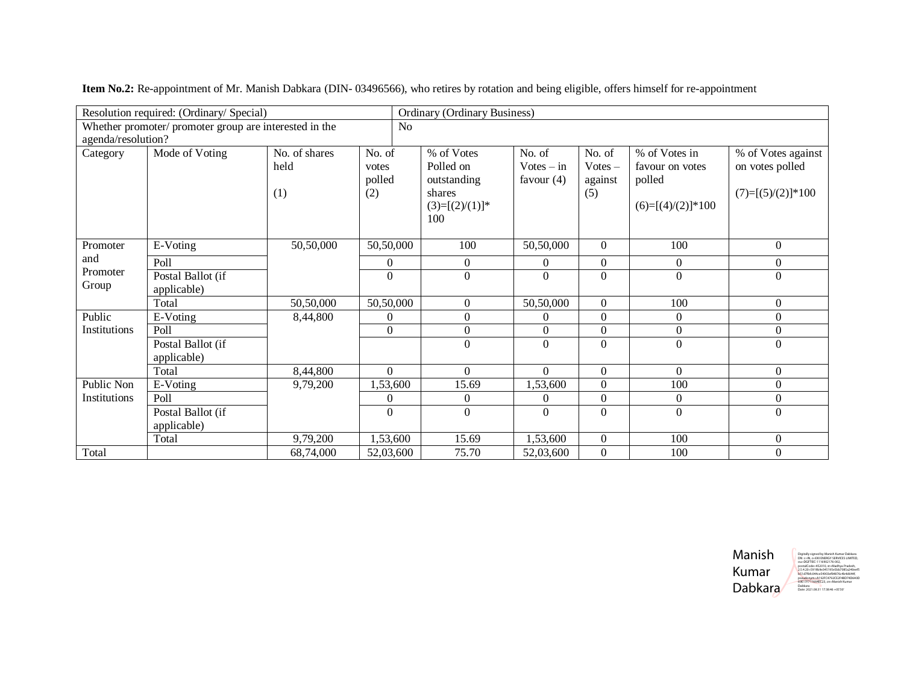**Item No.2:** Re-appointment of Mr. Manish Dabkara (DIN- 03496566), who retires by rotation and being eligible, offers himself for re-appointment

| Resolution required: (Ordinary/ Special) | | | | Ordinary (Ordinary Business) | | | | |
|---|---|---|---|---|---|---|---|---|
| Whether promoter/ promoter group are interested in the agenda/resolution? | | | | No | | | | |
| Category | Mode of Voting | No. of shares held (1) | No. of votes polled (2) | % of Votes Polled on outstanding shares (3)=[(2)/(1)]*100 | No. of Votes – in favour (4) | No. of Votes – against (5) | % of Votes in favour on votes polled (6)=[(4)/(2)]*100 | % of Votes against on votes polled (7)=[(5)/(2)]*100 |
| Promoter and Promoter Group | E-Voting | 50,50,000 | 50,50,000 | 100 | 50,50,000 | 0 | 100 | 0 |
| | Poll | | 0 | 0 | 0 | 0 | 0 | 0 |
| | Postal Ballot (if applicable) | | 0 | 0 | 0 | 0 | 0 | 0 |
| | Total | 50,50,000 | 50,50,000 | 0 | 50,50,000 | 0 | 100 | 0 |
| Public Institutions | E-Voting | 8,44,800 | 0 | 0 | 0 | 0 | 0 | 0 |
| | Poll | | 0 | 0 | 0 | 0 | 0 | 0 |
| | Postal Ballot (if applicable) | | | 0 | 0 | 0 | 0 | 0 |
| | Total | 8,44,800 | 0 | 0 | 0 | 0 | 0 | 0 |
| Public Non Institutions | E-Voting | 9,79,200 | 1,53,600 | 15.69 | 1,53,600 | 0 | 100 | 0 |
| | Poll | | 0 | 0 | 0 | 0 | 0 | 0 |
| | Postal Ballot (if applicable) | | 0 | 0 | 0 | 0 | 0 | 0 |
| | Total | 9,79,200 | 1,53,600 | 15.69 | 1,53,600 | 0 | 100 | 0 |
| Total | | 68,74,000 | 52,03,600 | 75.70 | 52,03,600 | 0 | 100 | 0 |

Manish Kumar Dabkara

Digitally signed by Manish Kumar Dabkara
Date: 2021.08.31 17:38:46 +05'30'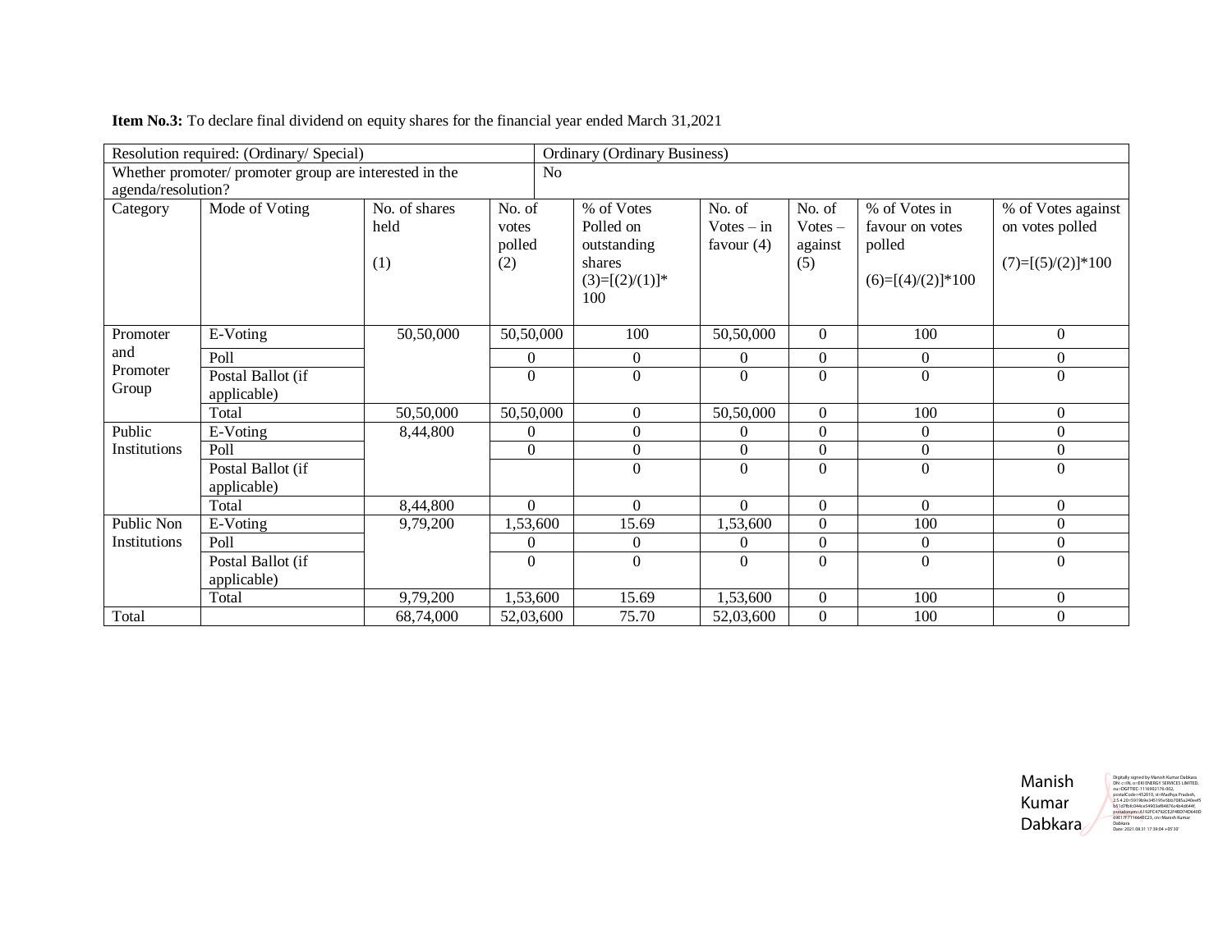**Item No.3:** To declare final dividend on equity shares for the financial year ended March 31,2021

| Resolution required: (Ordinary/ Special) | | | Ordinary (Ordinary Business) | | | | | |
|---|---|---|---|---|---|---|---|---|
| Whether promoter/ promoter group are interested in the agenda/resolution? | | | No | | | | | |
| Category | Mode of Voting | No. of shares held (1) | No. of votes polled (2) | % of Votes Polled on outstanding shares (3)=[(2)/(1)]* 100 | No. of Votes – in favour (4) | No. of Votes – against (5) | % of Votes in favour on votes polled (6)=[(4)/(2)]*100 | % of Votes against on votes polled (7)=[(5)/(2)]*100 |
| Promoter and Promoter Group | E-Voting | 50,50,000 | 50,50,000 | 100 | 50,50,000 | 0 | 100 | 0 |
| | Poll | | 0 | 0 | 0 | 0 | 0 | 0 |
| | Postal Ballot (if applicable) | | 0 | 0 | 0 | 0 | 0 | 0 |
| | Total | 50,50,000 | 50,50,000 | 0 | 50,50,000 | 0 | 100 | 0 |
| Public Institutions | E-Voting | 8,44,800 | 0 | 0 | 0 | 0 | 0 | 0 |
| | Poll | | 0 | 0 | 0 | 0 | 0 | 0 |
| | Postal Ballot (if applicable) | | | 0 | 0 | 0 | 0 | 0 |
| | Total | 8,44,800 | 0 | 0 | 0 | 0 | 0 | 0 |
| Public Non Institutions | E-Voting | 9,79,200 | 1,53,600 | 15.69 | 1,53,600 | 0 | 100 | 0 |
| | Poll | | 0 | 0 | 0 | 0 | 0 | 0 |
| | Postal Ballot (if applicable) | | 0 | 0 | 0 | 0 | 0 | 0 |
| | Total | 9,79,200 | 1,53,600 | 15.69 | 1,53,600 | 0 | 100 | 0 |
| Total | | 68,74,000 | 52,03,600 | 75.70 | 52,03,600 | 0 | 100 | 0 |

Manish Kumar Dabkara

Digitally signed by Manish Kumar Dabkara
Date: 2021.08.31 17:39:04 +05'30'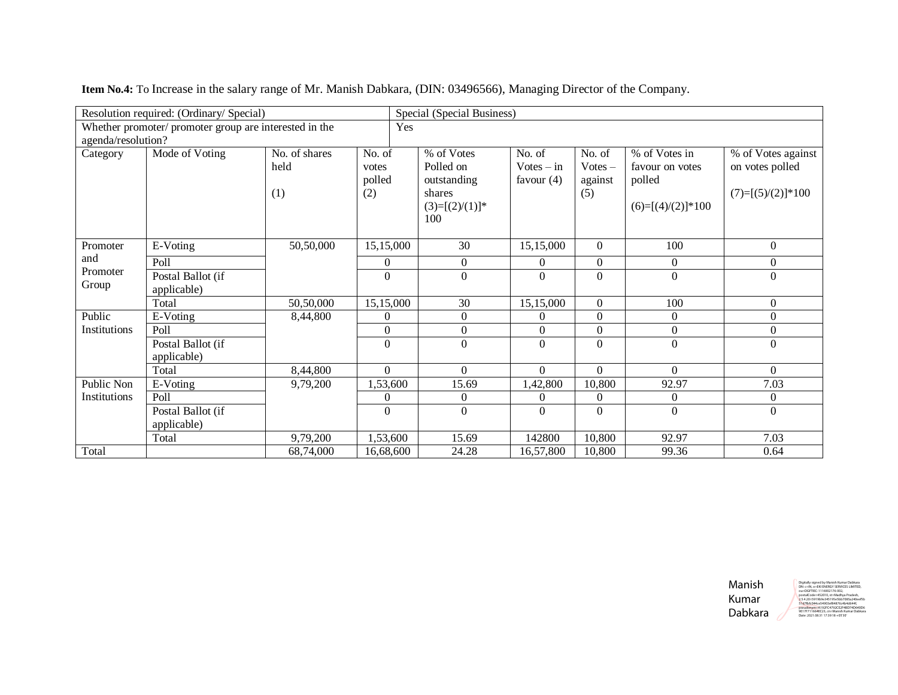**Item No.4:** To Increase in the salary range of Mr. Manish Dabkara, (DIN: 03496566), Managing Director of the Company.

| Resolution required: (Ordinary/ Special) | | | Special (Special Business) | | | | | |
|---|---|---|---|---|---|---|---|---|
| Whether promoter/ promoter group are interested in the agenda/resolution? | | | Yes | | | | | |
| Category | Mode of Voting | No. of shares held (1) | No. of votes polled (2) | % of Votes Polled on outstanding shares (3)=[(2)/(1)]* 100 | No. of Votes – in favour (4) | No. of Votes – against (5) | % of Votes in favour on votes polled (6)=[(4)/(2)]*100 | % of Votes against on votes polled (7)=[(5)/(2)]*100 |
| Promoter and Promoter Group | E-Voting | 50,50,000 | 15,15,000 | 30 | 15,15,000 | 0 | 100 | 0 |
| | Poll | | 0 | 0 | 0 | 0 | 0 | 0 |
| | Postal Ballot (if applicable) | | 0 | 0 | 0 | 0 | 0 | 0 |
| | Total | 50,50,000 | 15,15,000 | 30 | 15,15,000 | 0 | 100 | 0 |
| Public Institutions | E-Voting | 8,44,800 | 0 | 0 | 0 | 0 | 0 | 0 |
| | Poll | | 0 | 0 | 0 | 0 | 0 | 0 |
| | Postal Ballot (if applicable) | | 0 | 0 | 0 | 0 | 0 | 0 |
| | Total | 8,44,800 | 0 | 0 | 0 | 0 | 0 | 0 |
| Public Non Institutions | E-Voting | 9,79,200 | 1,53,600 | 15.69 | 1,42,800 | 10,800 | 92.97 | 7.03 |
| | Poll | | 0 | 0 | 0 | 0 | 0 | 0 |
| | Postal Ballot (if applicable) | | 0 | 0 | 0 | 0 | 0 | 0 |
| | Total | 9,79,200 | 1,53,600 | 15.69 | 142800 | 10,800 | 92.97 | 7.03 |
| Total | | 68,74,000 | 16,68,600 | 24.28 | 16,57,800 | 10,800 | 99.36 | 0.64 |

Manish Kumar Dabkara

Digitally signed by Manish Kumar Dabkara
Date: 2021.08.31 17:39:18 +05'30'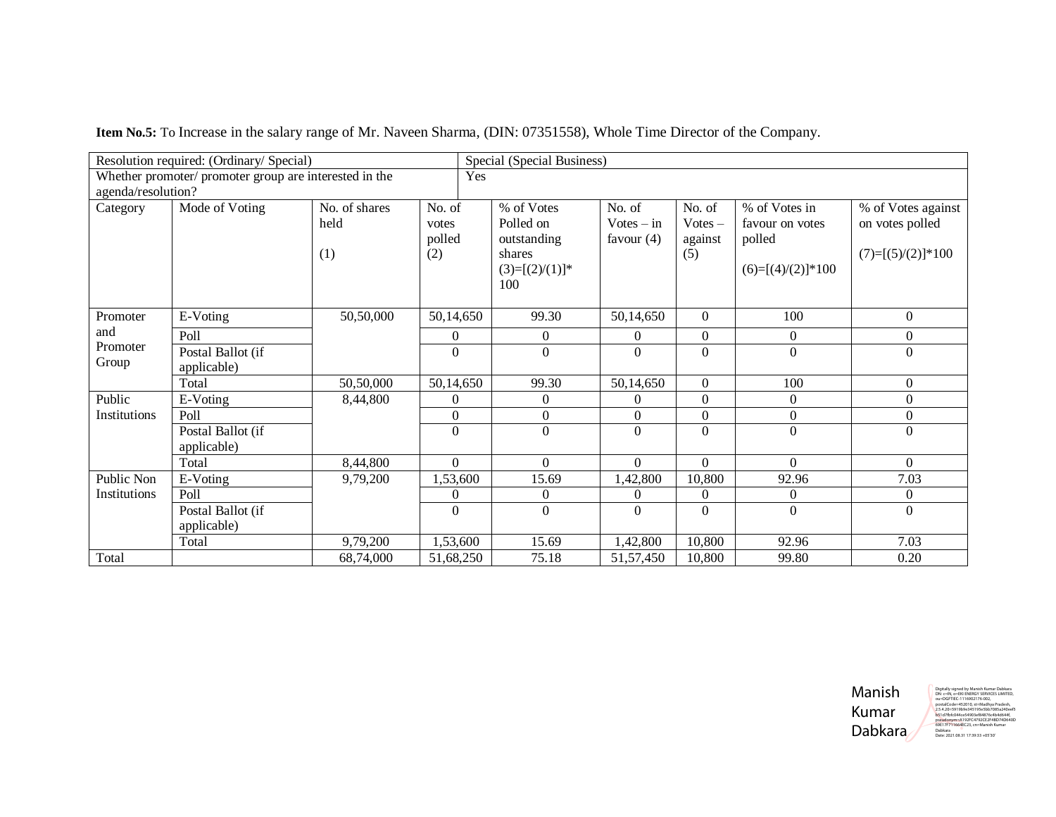**Item No.5:** To Increase in the salary range of Mr. Naveen Sharma, (DIN: 07351558), Whole Time Director of the Company.

| Resolution required: (Ordinary/ Special) | | | Special (Special Business) | | | | | |
|---|---|---|---|---|---|---|---|---|
| Whether promoter/ promoter group are interested in the agenda/resolution? | | | Yes | | | | | |
| Category | Mode of Voting | No. of shares held (1) | No. of votes polled (2) | % of Votes Polled on outstanding shares (3)=[(2)/(1)]* 100 | No. of Votes – in favour (4) | No. of Votes – against (5) | % of Votes in favour on votes polled (6)=[(4)/(2)]*100 | % of Votes against on votes polled (7)=[(5)/(2)]*100 |
| Promoter and Promoter Group | E-Voting | 50,50,000 | 50,14,650 | 99.30 | 50,14,650 | 0 | 100 | 0 |
| | Poll | | 0 | 0 | 0 | 0 | 0 | 0 |
| | Postal Ballot (if applicable) | | 0 | 0 | 0 | 0 | 0 | 0 |
| | Total | 50,50,000 | 50,14,650 | 99.30 | 50,14,650 | 0 | 100 | 0 |
| Public Institutions | E-Voting | 8,44,800 | 0 | 0 | 0 | 0 | 0 | 0 |
| | Poll | | 0 | 0 | 0 | 0 | 0 | 0 |
| | Postal Ballot (if applicable) | | 0 | 0 | 0 | 0 | 0 | 0 |
| | Total | 8,44,800 | 0 | 0 | 0 | 0 | 0 | 0 |
| Public Non Institutions | E-Voting | 9,79,200 | 1,53,600 | 15.69 | 1,42,800 | 10,800 | 92.96 | 7.03 |
| | Poll | | 0 | 0 | 0 | 0 | 0 | 0 |
| | Postal Ballot (if applicable) | | 0 | 0 | 0 | 0 | 0 | 0 |
| | Total | 9,79,200 | 1,53,600 | 15.69 | 1,42,800 | 10,800 | 92.96 | 7.03 |
| Total | | 68,74,000 | 51,68,250 | 75.18 | 51,57,450 | 10,800 | 99.80 | 0.20 |

Manish Kumar Dabkara

Digitally signed by Manish Kumar Dabkara
Date: 2021.08.31 17:39:33 +05'30'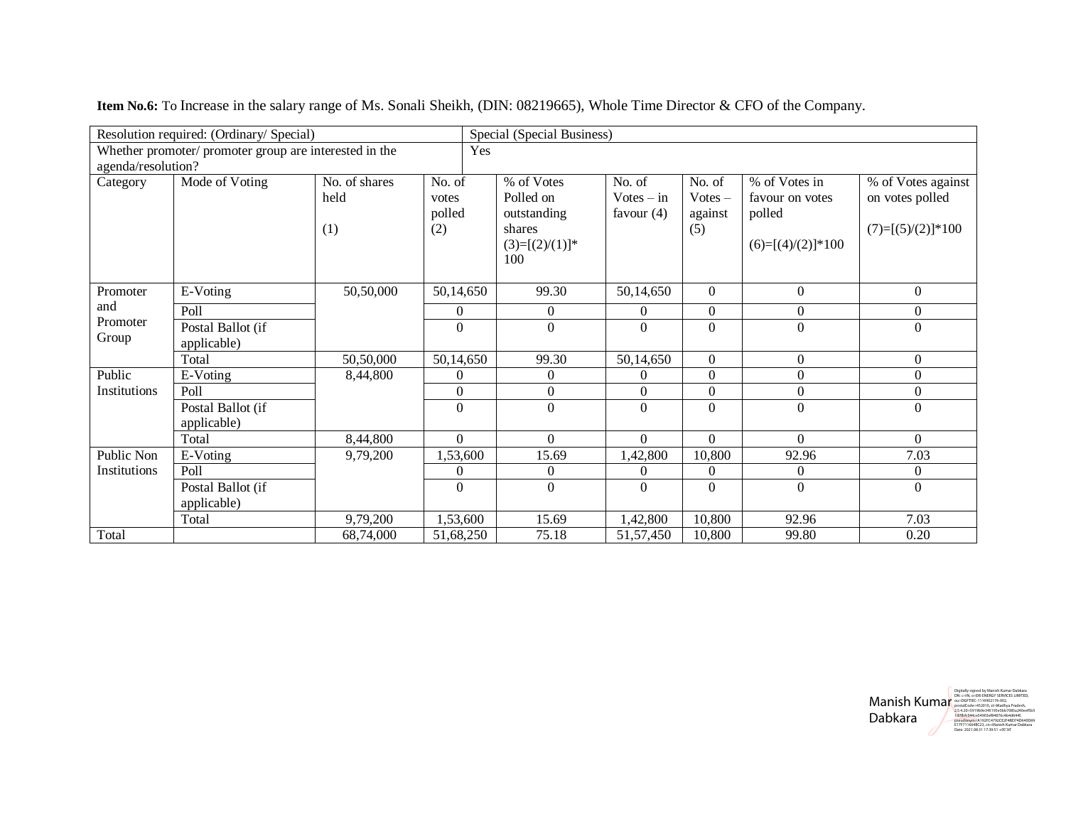**Item No.6:** To Increase in the salary range of Ms. Sonali Sheikh, (DIN: 08219665), Whole Time Director & CFO of the Company.

| Resolution required: (Ordinary/ Special) | | | Special (Special Business) | | | | | |
|---|---|---|---|---|---|---|---|---|
| Whether promoter/ promoter group are interested in the agenda/resolution? | | | Yes | | | | | |
| Category | Mode of Voting | No. of shares held (1) | No. of votes polled (2) | % of Votes Polled on outstanding shares (3)=[(2)/(1)]* 100 | No. of Votes – in favour (4) | No. of Votes – against (5) | % of Votes in favour on votes polled (6)=[(4)/(2)]*100 | % of Votes against on votes polled (7)=[(5)/(2)]*100 |
| Promoter and Promoter Group | E-Voting | 50,50,000 | 50,14,650 | 99.30 | 50,14,650 | 0 | 0 | 0 |
| | Poll | | 0 | 0 | 0 | 0 | 0 | 0 |
| | Postal Ballot (if applicable) | | 0 | 0 | 0 | 0 | 0 | 0 |
| | Total | 50,50,000 | 50,14,650 | 99.30 | 50,14,650 | 0 | 0 | 0 |
| Public Institutions | E-Voting | 8,44,800 | 0 | 0 | 0 | 0 | 0 | 0 |
| | Poll | | 0 | 0 | 0 | 0 | 0 | 0 |
| | Postal Ballot (if applicable) | | 0 | 0 | 0 | 0 | 0 | 0 |
| | Total | 8,44,800 | 0 | 0 | 0 | 0 | 0 | 0 |
| Public Non Institutions | E-Voting | 9,79,200 | 1,53,600 | 15.69 | 1,42,800 | 10,800 | 92.96 | 7.03 |
| | Poll | | 0 | 0 | 0 | 0 | 0 | 0 |
| | Postal Ballot (if applicable) | | 0 | 0 | 0 | 0 | 0 | 0 |
| | Total | 9,79,200 | 1,53,600 | 15.69 | 1,42,800 | 10,800 | 92.96 | 7.03 |
| Total | | 68,74,000 | 51,68,250 | 75.18 | 51,57,450 | 10,800 | 99.80 | 0.20 |

Manish Kumar Dabkara

Digitally signed by Manish Kumar Dabkara
Date: 2021.08.31 17:39:51 +05'30'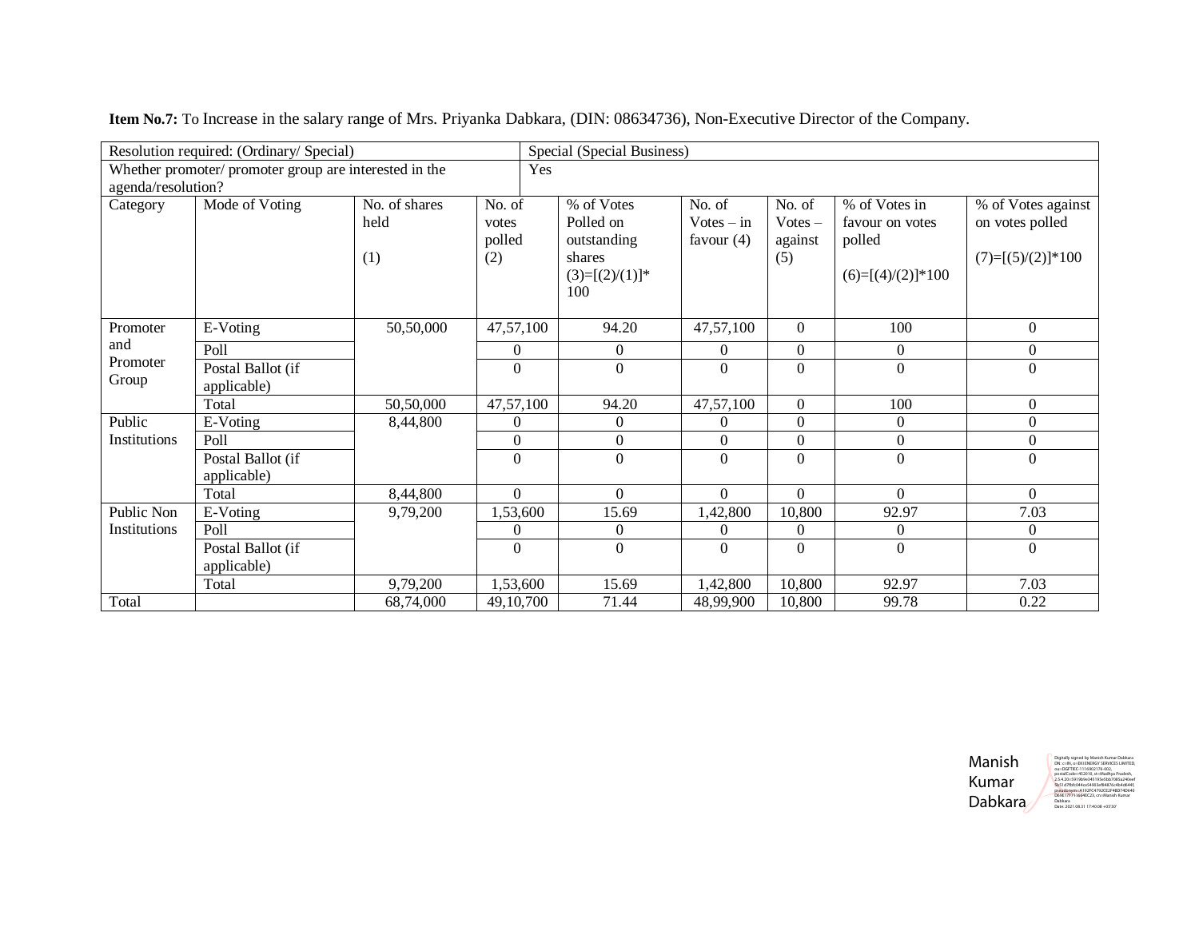**Item No.7:** To Increase in the salary range of Mrs. Priyanka Dabkara, (DIN: 08634736), Non-Executive Director of the Company.

| Resolution required: (Ordinary/ Special) | | | Special (Special Business) | | | | | |
|---|---|---|---|---|---|---|---|---|
| Whether promoter/ promoter group are interested in the agenda/resolution? | | | Yes | | | | | |
| Category | Mode of Voting | No. of shares held (1) | No. of votes polled (2) | % of Votes Polled on outstanding shares (3)=[(2)/(1)]*100 | No. of Votes – in favour (4) | No. of Votes – against (5) | % of Votes in favour on votes polled (6)=[(4)/(2)]*100 | % of Votes against on votes polled (7)=[(5)/(2)]*100 |
| Promoter and Promoter Group | E-Voting | 50,50,000 | 47,57,100 | 94.20 | 47,57,100 | 0 | 100 | 0 |
| | Poll | | 0 | 0 | 0 | 0 | 0 | 0 |
| | Postal Ballot (if applicable) | | 0 | 0 | 0 | 0 | 0 | 0 |
| | Total | 50,50,000 | 47,57,100 | 94.20 | 47,57,100 | 0 | 100 | 0 |
| Public Institutions | E-Voting | 8,44,800 | 0 | 0 | 0 | 0 | 0 | 0 |
| | Poll | | 0 | 0 | 0 | 0 | 0 | 0 |
| | Postal Ballot (if applicable) | | 0 | 0 | 0 | 0 | 0 | 0 |
| | Total | 8,44,800 | 0 | 0 | 0 | 0 | 0 | 0 |
| Public Non Institutions | E-Voting | 9,79,200 | 1,53,600 | 15.69 | 1,42,800 | 10,800 | 92.97 | 7.03 |
| | Poll | | 0 | 0 | 0 | 0 | 0 | 0 |
| | Postal Ballot (if applicable) | | 0 | 0 | 0 | 0 | 0 | 0 |
| | Total | 9,79,200 | 1,53,600 | 15.69 | 1,42,800 | 10,800 | 92.97 | 7.03 |
| Total | | 68,74,000 | 49,10,700 | 71.44 | 48,99,900 | 10,800 | 99.78 | 0.22 |

Manish Kumar Dabkara

Digitally signed by Manish Kumar Dabkara
Date: 2021.08.31 17:40:08 +05'30'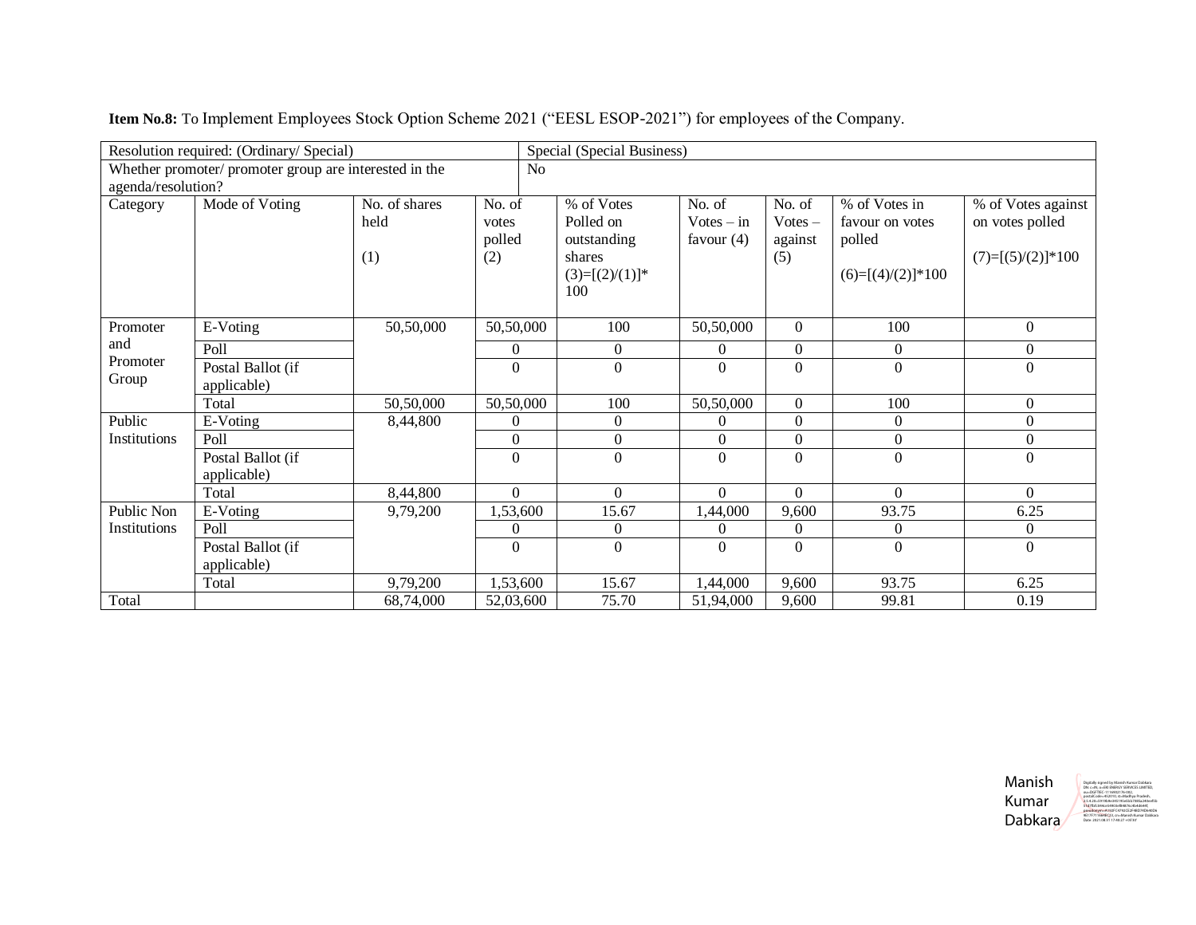**Item No.8:** To Implement Employees Stock Option Scheme 2021 ("EESL ESOP-2021") for employees of the Company.

| Resolution required: (Ordinary/ Special) | | | Special (Special Business) | | | | | |
|---|---|---|---|---|---|---|---|---|
| Whether promoter/ promoter group are interested in the agenda/resolution? | | | No | | | | | |
| Category | Mode of Voting | No. of shares held (1) | No. of votes polled (2) | % of Votes Polled on outstanding shares (3)=[(2)/(1)]* 100 | No. of Votes – in favour (4) | No. of Votes – against (5) | % of Votes in favour on votes polled (6)=[(4)/(2)]*100 | % of Votes against on votes polled (7)=[(5)/(2)]*100 |
| Promoter and Promoter Group | E-Voting | 50,50,000 | 50,50,000 | 100 | 50,50,000 | 0 | 100 | 0 |
| | Poll | | 0 | 0 | 0 | 0 | 0 | 0 |
| | Postal Ballot (if applicable) | | 0 | 0 | 0 | 0 | 0 | 0 |
| | Total | 50,50,000 | 50,50,000 | 100 | 50,50,000 | 0 | 100 | 0 |
| Public Institutions | E-Voting | 8,44,800 | 0 | 0 | 0 | 0 | 0 | 0 |
| | Poll | | 0 | 0 | 0 | 0 | 0 | 0 |
| | Postal Ballot (if applicable) | | 0 | 0 | 0 | 0 | 0 | 0 |
| | Total | 8,44,800 | 0 | 0 | 0 | 0 | 0 | 0 |
| Public Non Institutions | E-Voting | 9,79,200 | 1,53,600 | 15.67 | 1,44,000 | 9,600 | 93.75 | 6.25 |
| | Poll | | 0 | 0 | 0 | 0 | 0 | 0 |
| | Postal Ballot (if applicable) | | 0 | 0 | 0 | 0 | 0 | 0 |
| | Total | 9,79,200 | 1,53,600 | 15.67 | 1,44,000 | 9,600 | 93.75 | 6.25 |
| Total | | 68,74,000 | 52,03,600 | 75.70 | 51,94,000 | 9,600 | 99.81 | 0.19 |

Manish Kumar Dabkara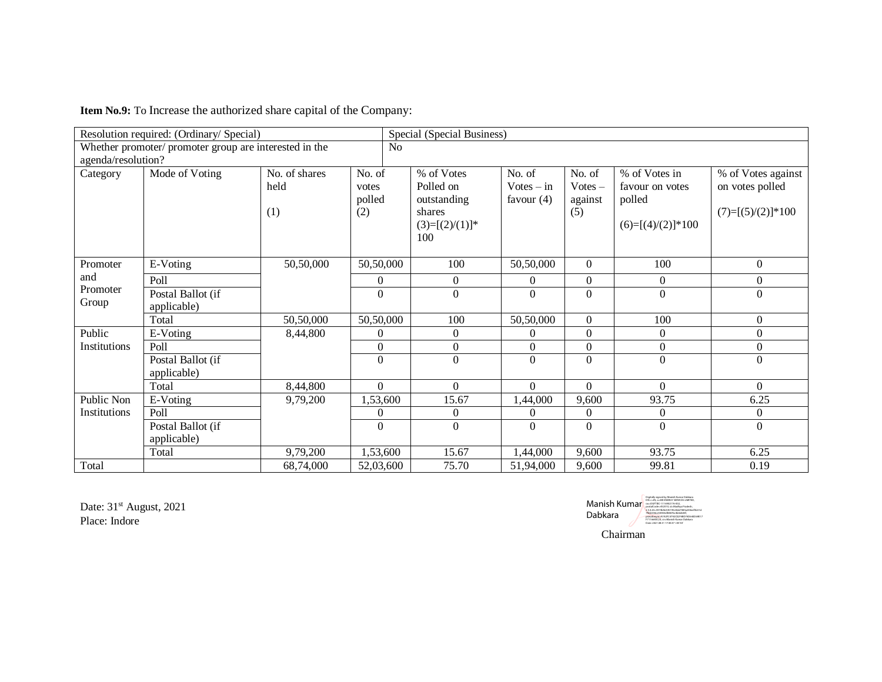**Item No.9:** To Increase the authorized share capital of the Company:

| | | | | | | | | |
|---|---|---|---|---|---|---|---|---|
| Resolution required: (Ordinary/ Special) | | | | Special (Special Business) | | | | |
| Whether promoter/ promoter group are interested in the agenda/resolution? | | | | No | | | | |
| Category | Mode of Voting | No. of shares held (1) | No. of votes polled (2) | % of Votes Polled on outstanding shares (3)=[(2)/(1)]* 100 | No. of Votes – in favour (4) | No. of Votes – against (5) | % of Votes in favour on votes polled (6)=[(4)/(2)]*100 | % of Votes against on votes polled (7)=[(5)/(2)]*100 |
| Promoter and Promoter Group | E-Voting | 50,50,000 | 50,50,000 | 100 | 50,50,000 | 0 | 100 | 0 |
| | Poll | | 0 | 0 | 0 | 0 | 0 | 0 |
| | Postal Ballot (if applicable) | | 0 | 0 | 0 | 0 | 0 | 0 |
| | Total | 50,50,000 | 50,50,000 | 100 | 50,50,000 | 0 | 100 | 0 |
| Public Institutions | E-Voting | 8,44,800 | 0 | 0 | 0 | 0 | 0 | 0 |
| | Poll | | 0 | 0 | 0 | 0 | 0 | 0 |
| | Postal Ballot (if applicable) | | 0 | 0 | 0 | 0 | 0 | 0 |
| | Total | 8,44,800 | 0 | 0 | 0 | 0 | 0 | 0 |
| Public Non Institutions | E-Voting | 9,79,200 | 1,53,600 | 15.67 | 1,44,000 | 9,600 | 93.75 | 6.25 |
| | Poll | | 0 | 0 | 0 | 0 | 0 | 0 |
| | Postal Ballot (if applicable) | | 0 | 0 | 0 | 0 | 0 | 0 |
| | Total | 9,79,200 | 1,53,600 | 15.67 | 1,44,000 | 9,600 | 93.75 | 6.25 |
| Total | | 68,74,000 | 52,03,600 | 75.70 | 51,94,000 | 9,600 | 99.81 | 0.19 |

Date: 31st August, 2021
Place: Indore

Manish Kumar Dabkara

Chairman